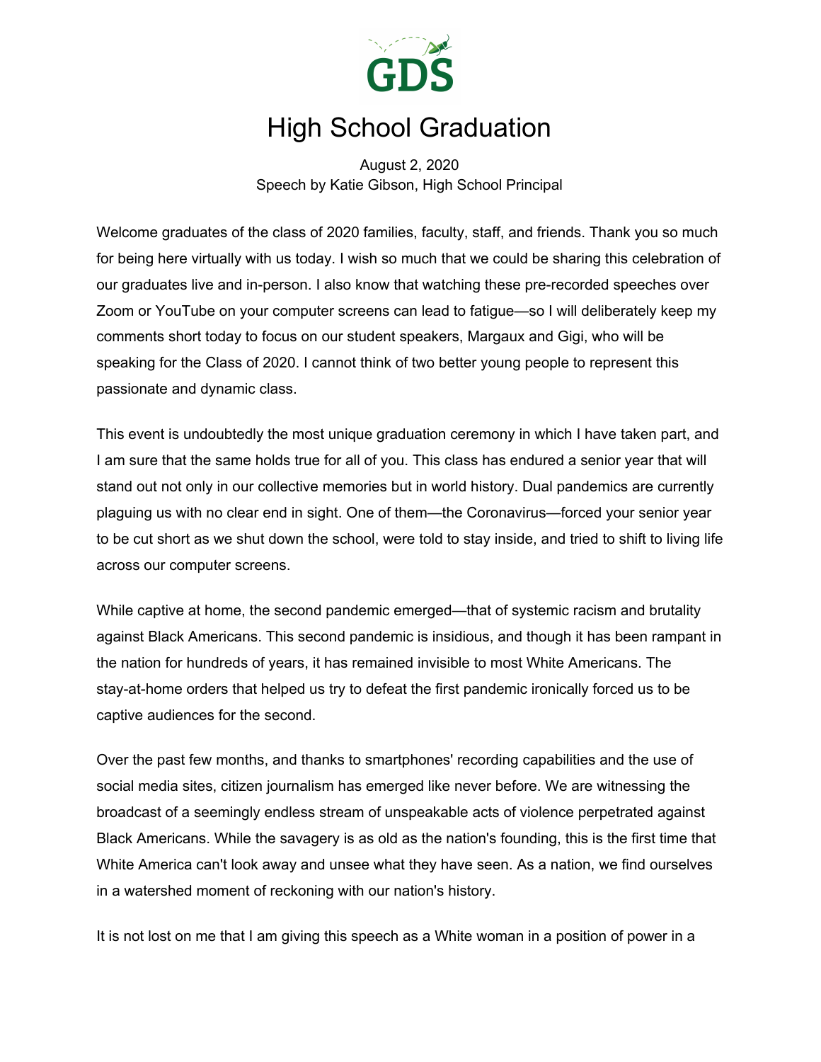GDS

# High School Graduation

August 2, 2020
Speech by Katie Gibson, High School Principal

Welcome graduates of the class of 2020 families, faculty, staff, and friends. Thank you so much for being here virtually with us today. I wish so much that we could be sharing this celebration of our graduates live and in-person. I also know that watching these pre-recorded speeches over Zoom or YouTube on your computer screens can lead to fatigue—so I will deliberately keep my comments short today to focus on our student speakers, Margaux and Gigi, who will be speaking for the Class of 2020. I cannot think of two better young people to represent this passionate and dynamic class.

This event is undoubtedly the most unique graduation ceremony in which I have taken part, and I am sure that the same holds true for all of you. This class has endured a senior year that will stand out not only in our collective memories but in world history. Dual pandemics are currently plaguing us with no clear end in sight. One of them—the Coronavirus—forced your senior year to be cut short as we shut down the school, were told to stay inside, and tried to shift to living life across our computer screens.

While captive at home, the second pandemic emerged—that of systemic racism and brutality against Black Americans. This second pandemic is insidious, and though it has been rampant in the nation for hundreds of years, it has remained invisible to most White Americans. The stay-at-home orders that helped us try to defeat the first pandemic ironically forced us to be captive audiences for the second.

Over the past few months, and thanks to smartphones' recording capabilities and the use of social media sites, citizen journalism has emerged like never before. We are witnessing the broadcast of a seemingly endless stream of unspeakable acts of violence perpetrated against Black Americans. While the savagery is as old as the nation's founding, this is the first time that White America can't look away and unsee what they have seen. As a nation, we find ourselves in a watershed moment of reckoning with our nation's history.

It is not lost on me that I am giving this speech as a White woman in a position of power in a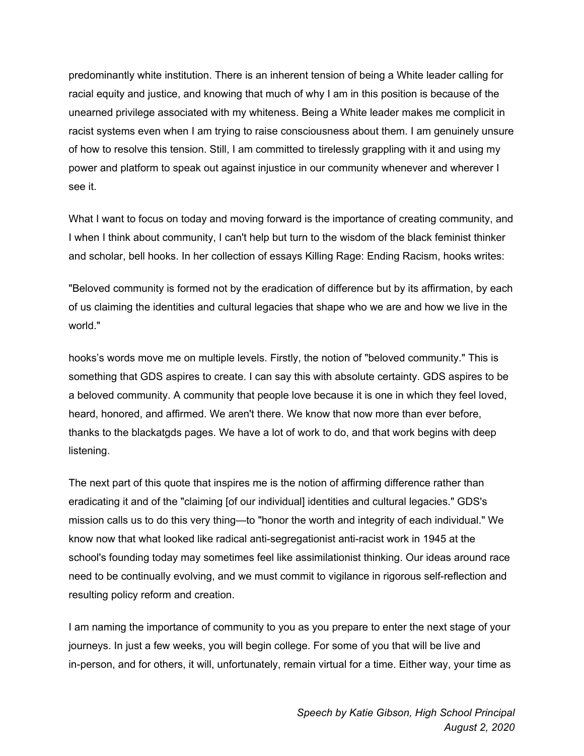predominantly white institution. There is an inherent tension of being a White leader calling for racial equity and justice, and knowing that much of why I am in this position is because of the unearned privilege associated with my whiteness. Being a White leader makes me complicit in racist systems even when I am trying to raise consciousness about them. I am genuinely unsure of how to resolve this tension. Still, I am committed to tirelessly grappling with it and using my power and platform to speak out against injustice in our community whenever and wherever I see it.

What I want to focus on today and moving forward is the importance of creating community, and I when I think about community, I can't help but turn to the wisdom of the black feminist thinker and scholar, bell hooks. In her collection of essays Killing Rage: Ending Racism, hooks writes:

"Beloved community is formed not by the eradication of difference but by its affirmation, by each of us claiming the identities and cultural legacies that shape who we are and how we live in the world."

hooks's words move me on multiple levels. Firstly, the notion of "beloved community." This is something that GDS aspires to create. I can say this with absolute certainty. GDS aspires to be a beloved community. A community that people love because it is one in which they feel loved, heard, honored, and affirmed. We aren't there. We know that now more than ever before, thanks to the blackatgds pages. We have a lot of work to do, and that work begins with deep listening.

The next part of this quote that inspires me is the notion of affirming difference rather than eradicating it and of the "claiming [of our individual] identities and cultural legacies." GDS's mission calls us to do this very thing—to "honor the worth and integrity of each individual." We know now that what looked like radical anti-segregationist anti-racist work in 1945 at the school's founding today may sometimes feel like assimilationist thinking. Our ideas around race need to be continually evolving, and we must commit to vigilance in rigorous self-reflection and resulting policy reform and creation.

I am naming the importance of community to you as you prepare to enter the next stage of your journeys. In just a few weeks, you will begin college. For some of you that will be live and in-person, and for others, it will, unfortunately, remain virtual for a time. Either way, your time as

*Speech by Katie Gibson, High School Principal*
*August 2, 2020*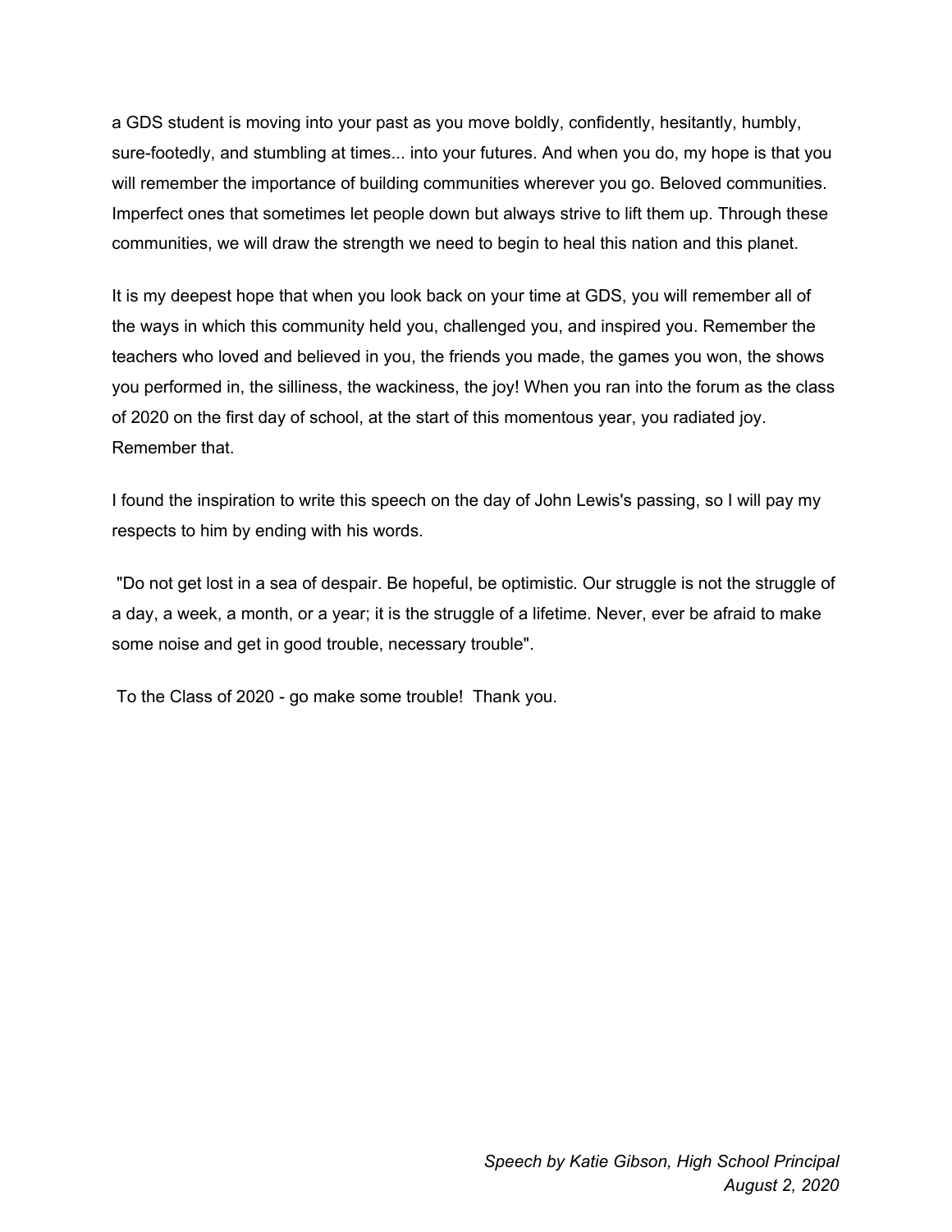a GDS student is moving into your past as you move boldly, confidently, hesitantly, humbly, sure-footedly, and stumbling at times... into your futures. And when you do, my hope is that you will remember the importance of building communities wherever you go. Beloved communities. Imperfect ones that sometimes let people down but always strive to lift them up. Through these communities, we will draw the strength we need to begin to heal this nation and this planet.

It is my deepest hope that when you look back on your time at GDS, you will remember all of the ways in which this community held you, challenged you, and inspired you. Remember the teachers who loved and believed in you, the friends you made, the games you won, the shows you performed in, the silliness, the wackiness, the joy! When you ran into the forum as the class of 2020 on the first day of school, at the start of this momentous year, you radiated joy. Remember that.

I found the inspiration to write this speech on the day of John Lewis's passing, so I will pay my respects to him by ending with his words.

"Do not get lost in a sea of despair. Be hopeful, be optimistic. Our struggle is not the struggle of a day, a week, a month, or a year; it is the struggle of a lifetime. Never, ever be afraid to make some noise and get in good trouble, necessary trouble".

To the Class of 2020 - go make some trouble! Thank you.

*Speech by Katie Gibson, High School Principal*
*August 2, 2020*